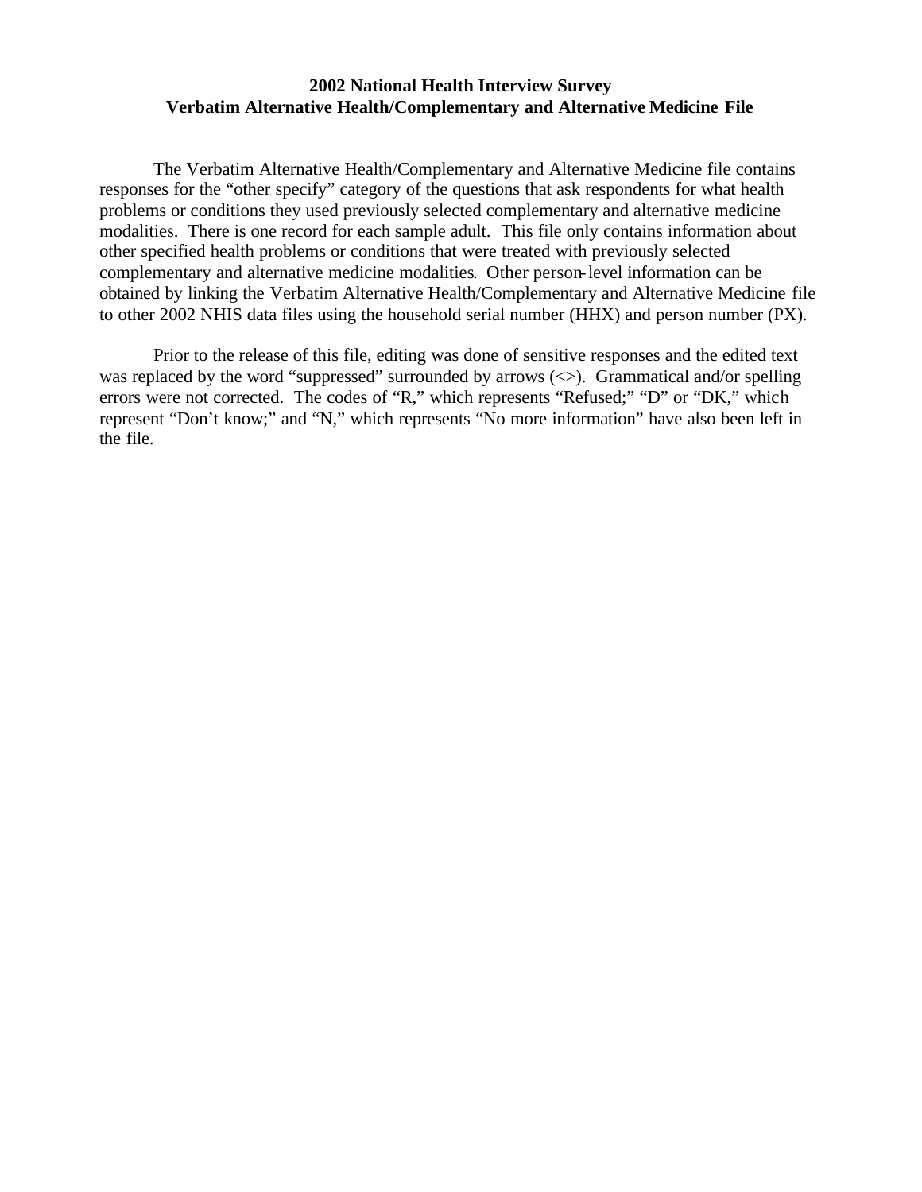# 2002 National Health Interview Survey
## Verbatim Alternative Health/Complementary and Alternative Medicine File

The Verbatim Alternative Health/Complementary and Alternative Medicine file contains responses for the "other specify" category of the questions that ask respondents for what health problems or conditions they used previously selected complementary and alternative medicine modalities. There is one record for each sample adult. This file only contains information about other specified health problems or conditions that were treated with previously selected complementary and alternative medicine modalities. Other person-level information can be obtained by linking the Verbatim Alternative Health/Complementary and Alternative Medicine file to other 2002 NHIS data files using the household serial number (HHX) and person number (PX).

Prior to the release of this file, editing was done of sensitive responses and the edited text was replaced by the word "suppressed" surrounded by arrows (<>). Grammatical and/or spelling errors were not corrected. The codes of "R," which represents "Refused;" "D" or "DK," which represent "Don't know;" and "N," which represents "No more information" have also been left in the file.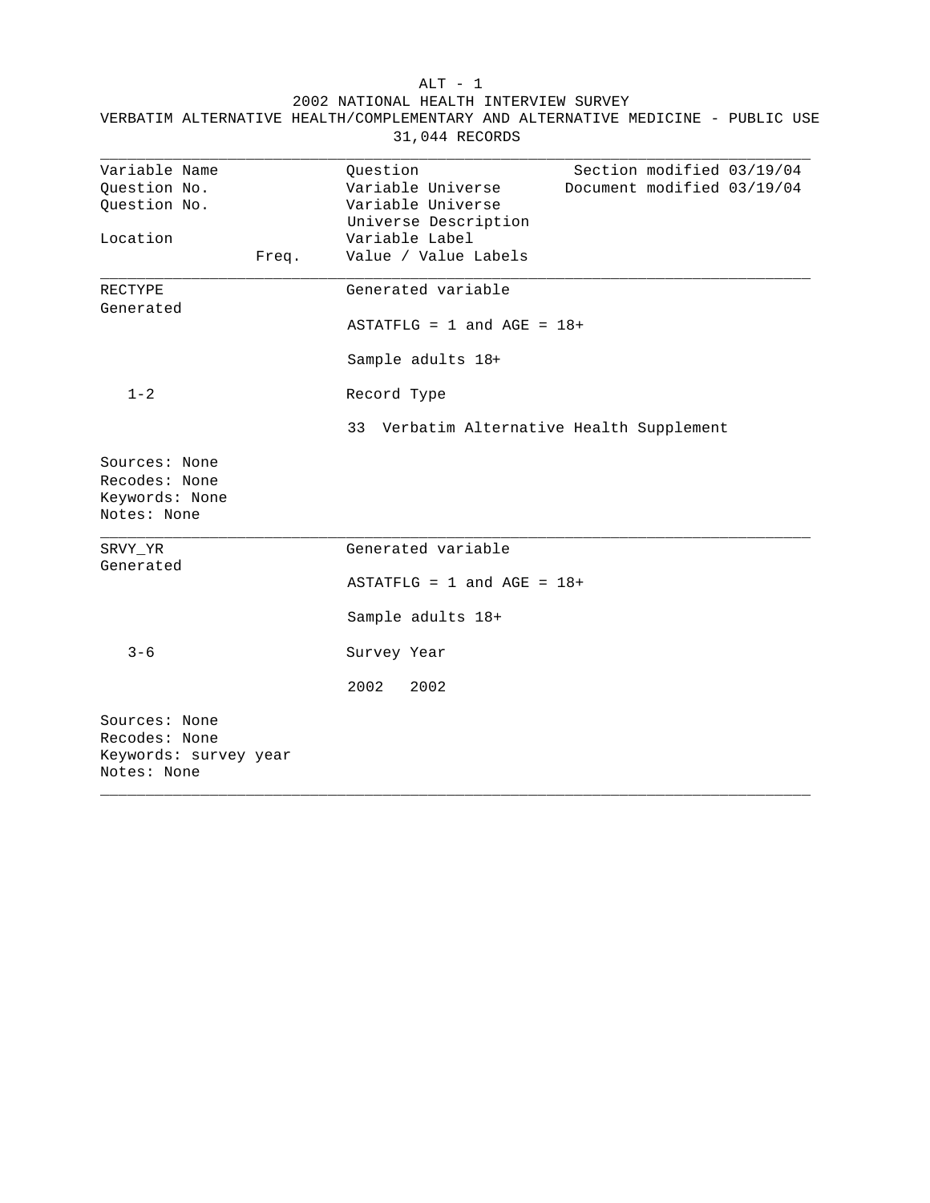# 2002 NATIONAL HEALTH INTERVIEW SURVEY

## VERBATIM ALTERNATIVE HEALTH/COMPLEMENTARY AND ALTERNATIVE MEDICINE - PUBLIC USE

31,044 RECORDS

| Variable Name | Question | Section modified 03/19/04 |
|---|---|---|
| Question No. | Variable Universe | Document modified 03/19/04 |
| Question No. | Variable Universe | |
| | Universe Description | |
| Location | Variable Label | |
| Freq. | Value / Value Labels | |

---

**RECTYPE** — Generated variable

Generated

ASTATFLG = 1 and AGE = 18+

Sample adults 18+

Location: 1-2 — Record Type

33  Verbatim Alternative Health Supplement

Sources: None
Recodes: None
Keywords: None
Notes: None

---

**SRVY_YR** — Generated variable

Generated

ASTATFLG = 1 and AGE = 18+

Sample adults 18+

Location: 3-6 — Survey Year

2002  2002

Sources: None
Recodes: None
Keywords: survey year
Notes: None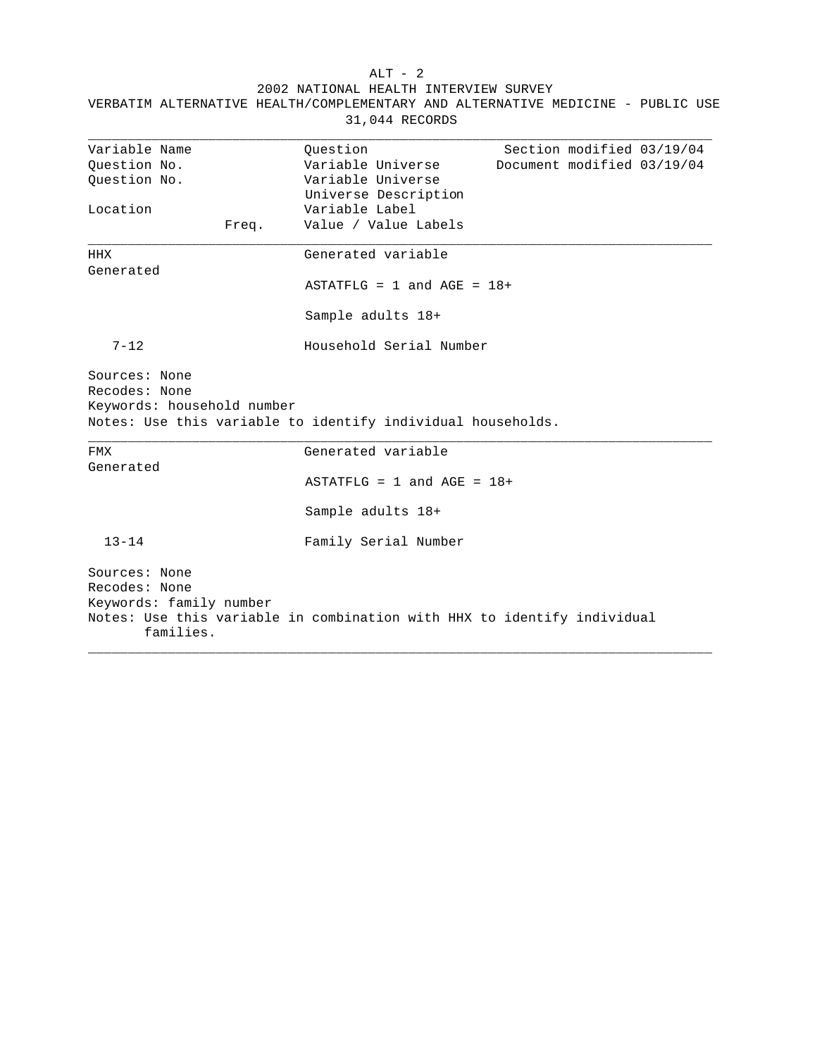# 2002 NATIONAL HEALTH INTERVIEW SURVEY

## VERBATIM ALTERNATIVE HEALTH/COMPLEMENTARY AND ALTERNATIVE MEDICINE - PUBLIC USE

31,044 RECORDS

| Variable Name | | Question | Section modified 03/19/04 |
|---|---|---|---|
| Question No. | | Variable Universe | Document modified 03/19/04 |
| Question No. | | Variable Universe | |
| | | Universe Description | |
| Location | | Variable Label | |
| | Freq. | Value / Value Labels | |

---

**HHX**
Generated

Generated variable

ASTATFLG = 1 and AGE = 18+

Sample adults 18+

7-12 — Household Serial Number

Sources: None
Recodes: None
Keywords: household number
Notes: Use this variable to identify individual households.

---

**FMX**
Generated

Generated variable

ASTATFLG = 1 and AGE = 18+

Sample adults 18+

13-14 — Family Serial Number

Sources: None
Recodes: None
Keywords: family number
Notes: Use this variable in combination with HHX to identify individual families.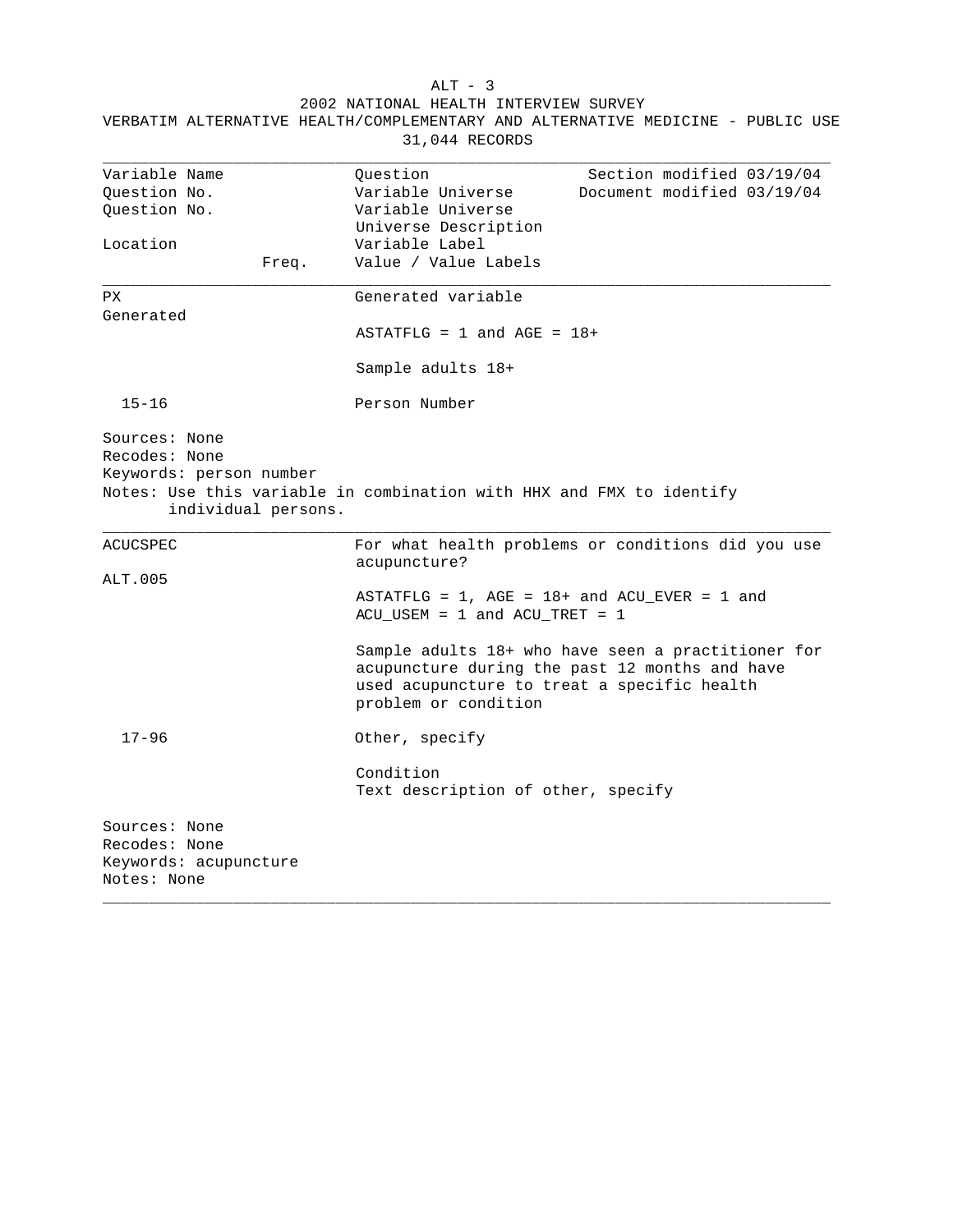ALT - 3

2002 NATIONAL HEALTH INTERVIEW SURVEY

VERBATIM ALTERNATIVE HEALTH/COMPLEMENTARY AND ALTERNATIVE MEDICINE - PUBLIC USE

31,044 RECORDS

| Variable Name<br>Question No.<br>Question No.<br><br>Location | Freq. | Question<br>Variable Universe<br>Variable Universe<br>Universe Description<br>Variable Label<br>Value / Value Labels | Section modified 03/19/04<br>Document modified 03/19/04 |
|---|---|---|---|

---

PX
Generated

Generated variable

ASTATFLG = 1 and AGE = 18+

Sample adults 18+

15-16 — Person Number

Sources: None
Recodes: None
Keywords: person number
Notes: Use this variable in combination with HHX and FMX to identify individual persons.

---

ACUCSPEC
ALT.005

For what health problems or conditions did you use acupuncture?

ASTATFLG = 1, AGE = 18+ and ACU_EVER = 1 and ACU_USEM = 1 and ACU_TRET = 1

Sample adults 18+ who have seen a practitioner for acupuncture during the past 12 months and have used acupuncture to treat a specific health problem or condition

17-96 — Other, specify

Condition
Text description of other, specify

Sources: None
Recodes: None
Keywords: acupuncture
Notes: None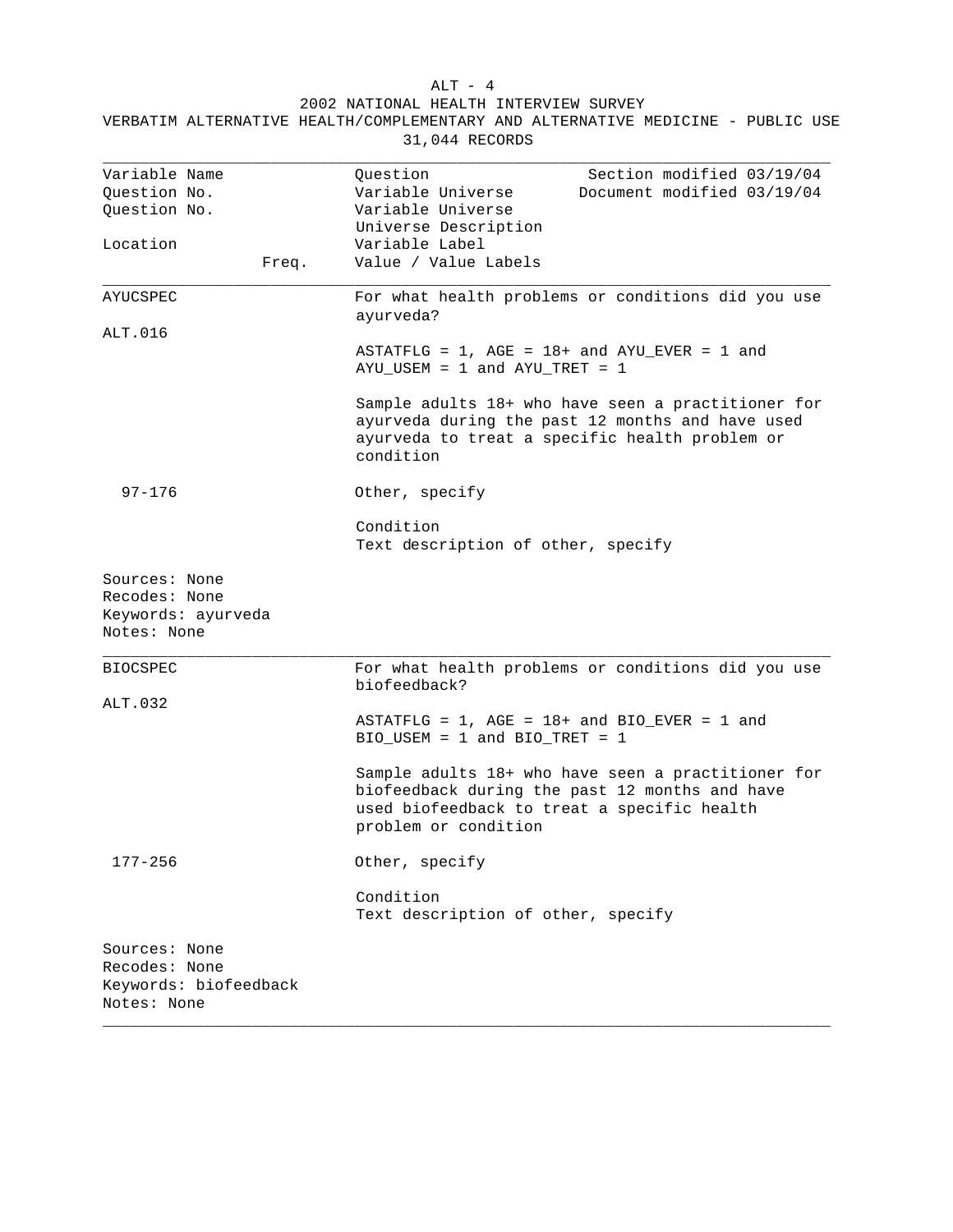ALT - 4

2002 NATIONAL HEALTH INTERVIEW SURVEY

VERBATIM ALTERNATIVE HEALTH/COMPLEMENTARY AND ALTERNATIVE MEDICINE - PUBLIC USE

31,044 RECORDS

| Variable Name<br>Question No.<br>Question No.<br>Location | Freq. | Question<br>Variable Universe<br>Variable Universe<br>Universe Description<br>Variable Label<br>Value / Value Labels | Section modified 03/19/04<br>Document modified 03/19/04 |
|---|---|---|---|

---

AYUCSPEC

ALT.016

For what health problems or conditions did you use ayurveda?

ASTATFLG = 1, AGE = 18+ and AYU_EVER = 1 and AYU_USEM = 1 and AYU_TRET = 1

Sample adults 18+ who have seen a practitioner for ayurveda during the past 12 months and have used ayurveda to treat a specific health problem or condition

97-176 — Other, specify

Condition
Text description of other, specify

Sources: None
Recodes: None
Keywords: ayurveda
Notes: None

---

BIOCSPEC

ALT.032

For what health problems or conditions did you use biofeedback?

ASTATFLG = 1, AGE = 18+ and BIO_EVER = 1 and BIO_USEM = 1 and BIO_TRET = 1

Sample adults 18+ who have seen a practitioner for biofeedback during the past 12 months and have used biofeedback to treat a specific health problem or condition

177-256 — Other, specify

Condition
Text description of other, specify

Sources: None
Recodes: None
Keywords: biofeedback
Notes: None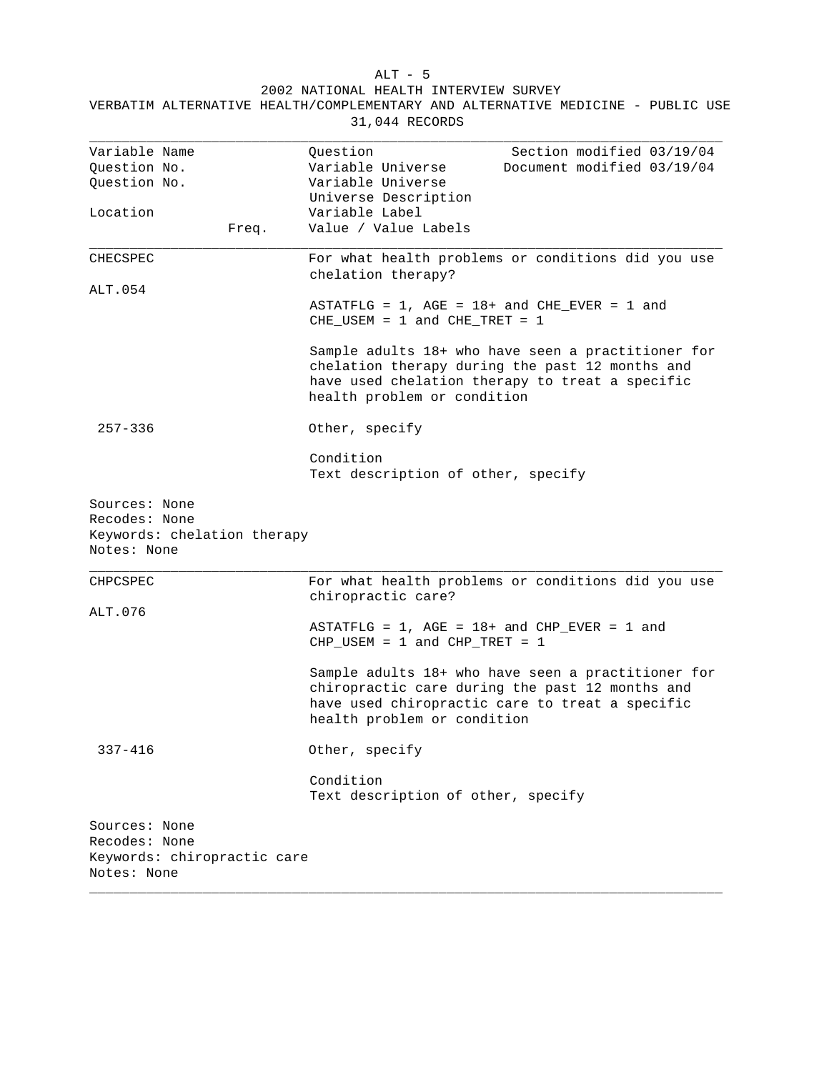2002 NATIONAL HEALTH INTERVIEW SURVEY

VERBATIM ALTERNATIVE HEALTH/COMPLEMENTARY AND ALTERNATIVE MEDICINE - PUBLIC USE

31,044 RECORDS

| Variable Name<br>Question No.<br>Question No.<br><br>Location | Freq. | Question<br>Variable Universe<br>Variable Universe<br>Universe Description<br>Variable Label<br>Value / Value Labels | Section modified 03/19/04<br>Document modified 03/19/04 |
|---|---|---|---|

**CHECSPEC**

ALT.054

For what health problems or conditions did you use chelation therapy?

ASTATFLG = 1, AGE = 18+ and CHE_EVER = 1 and CHE_USEM = 1 and CHE_TRET = 1

Sample adults 18+ who have seen a practitioner for chelation therapy during the past 12 months and have used chelation therapy to treat a specific health problem or condition

257-336

Other, specify

Condition
Text description of other, specify

Sources: None
Recodes: None
Keywords: chelation therapy
Notes: None

---

**CHPCSPEC**

ALT.076

For what health problems or conditions did you use chiropractic care?

ASTATFLG = 1, AGE = 18+ and CHP_EVER = 1 and CHP_USEM = 1 and CHP_TRET = 1

Sample adults 18+ who have seen a practitioner for chiropractic care during the past 12 months and have used chiropractic care to treat a specific health problem or condition

337-416

Other, specify

Condition
Text description of other, specify

Sources: None
Recodes: None
Keywords: chiropractic care
Notes: None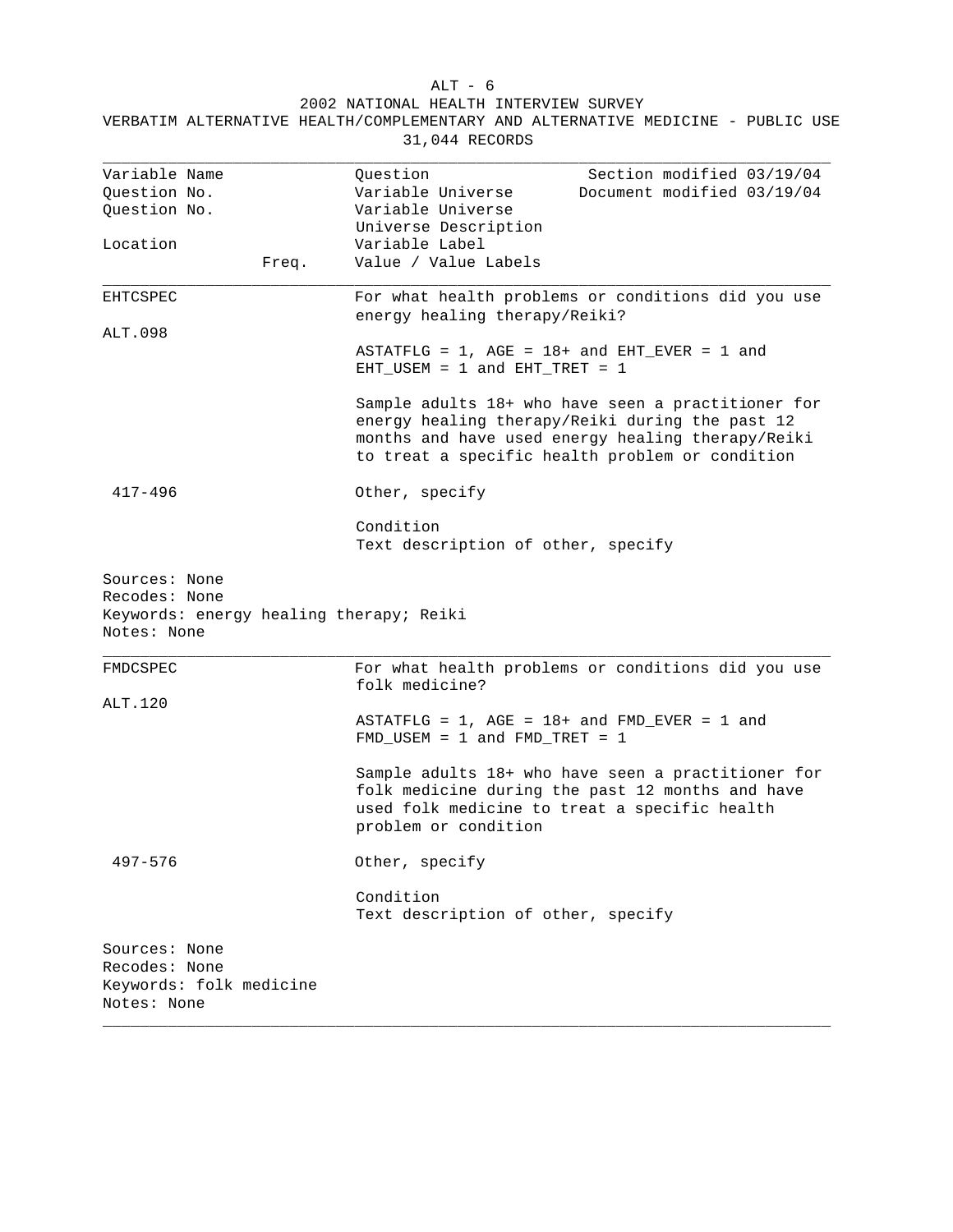ALT - 6

2002 NATIONAL HEALTH INTERVIEW SURVEY

VERBATIM ALTERNATIVE HEALTH/COMPLEMENTARY AND ALTERNATIVE MEDICINE - PUBLIC USE

31,044 RECORDS

| Variable Name | | Question | Section modified 03/19/04 |
|---|---|---|---|
| Question No. | | Variable Universe | Document modified 03/19/04 |
| Question No. | | Variable Universe | |
| | | Universe Description | |
| Location | | Variable Label | |
| | Freq. | Value / Value Labels | |

---

**EHTCSPEC**

ALT.098

For what health problems or conditions did you use energy healing therapy/Reiki?

ASTATFLG = 1, AGE = 18+ and EHT_EVER = 1 and EHT_USEM = 1 and EHT_TRET = 1

Sample adults 18+ who have seen a practitioner for energy healing therapy/Reiki during the past 12 months and have used energy healing therapy/Reiki to treat a specific health problem or condition

417-496 Other, specify

Condition
Text description of other, specify

Sources: None
Recodes: None
Keywords: energy healing therapy; Reiki
Notes: None

---

**FMDCSPEC**

ALT.120

For what health problems or conditions did you use folk medicine?

ASTATFLG = 1, AGE = 18+ and FMD_EVER = 1 and FMD_USEM = 1 and FMD_TRET = 1

Sample adults 18+ who have seen a practitioner for folk medicine during the past 12 months and have used folk medicine to treat a specific health problem or condition

497-576 Other, specify

Condition
Text description of other, specify

Sources: None
Recodes: None
Keywords: folk medicine
Notes: None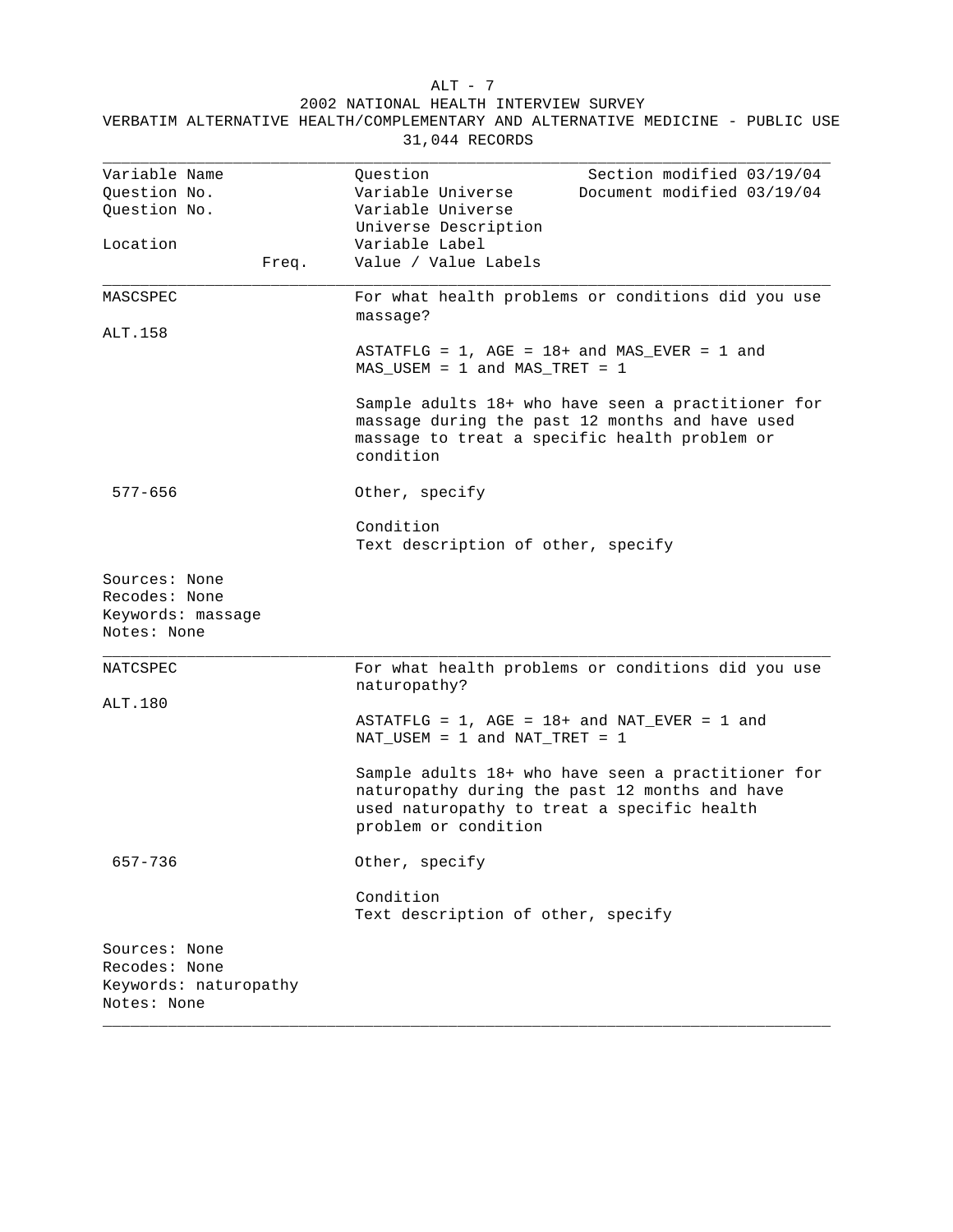2002 NATIONAL HEALTH INTERVIEW SURVEY
VERBATIM ALTERNATIVE HEALTH/COMPLEMENTARY AND ALTERNATIVE MEDICINE - PUBLIC USE
31,044 RECORDS

| Variable Name / Question No. / Location / Freq. | Question / Variable Universe / Universe Description / Variable Label / Value / Value Labels |
|---|---|
| Variable Name | Question — Section modified 03/19/04 |
| Question No. | Variable Universe — Document modified 03/19/04 |
| Question No. | Variable Universe |
| | Universe Description |
| Location | Variable Label |
| Freq. | Value / Value Labels |

---

**MASCSPEC**

ALT.158

For what health problems or conditions did you use massage?

ASTATFLG = 1, AGE = 18+ and MAS_EVER = 1 and MAS_USEM = 1 and MAS_TRET = 1

Sample adults 18+ who have seen a practitioner for massage during the past 12 months and have used massage to treat a specific health problem or condition

577-656 — Other, specify

Condition
Text description of other, specify

Sources: None
Recodes: None
Keywords: massage
Notes: None

---

**NATCSPEC**

ALT.180

For what health problems or conditions did you use naturopathy?

ASTATFLG = 1, AGE = 18+ and NAT_EVER = 1 and NAT_USEM = 1 and NAT_TRET = 1

Sample adults 18+ who have seen a practitioner for naturopathy during the past 12 months and have used naturopathy to treat a specific health problem or condition

657-736 — Other, specify

Condition
Text description of other, specify

Sources: None
Recodes: None
Keywords: naturopathy
Notes: None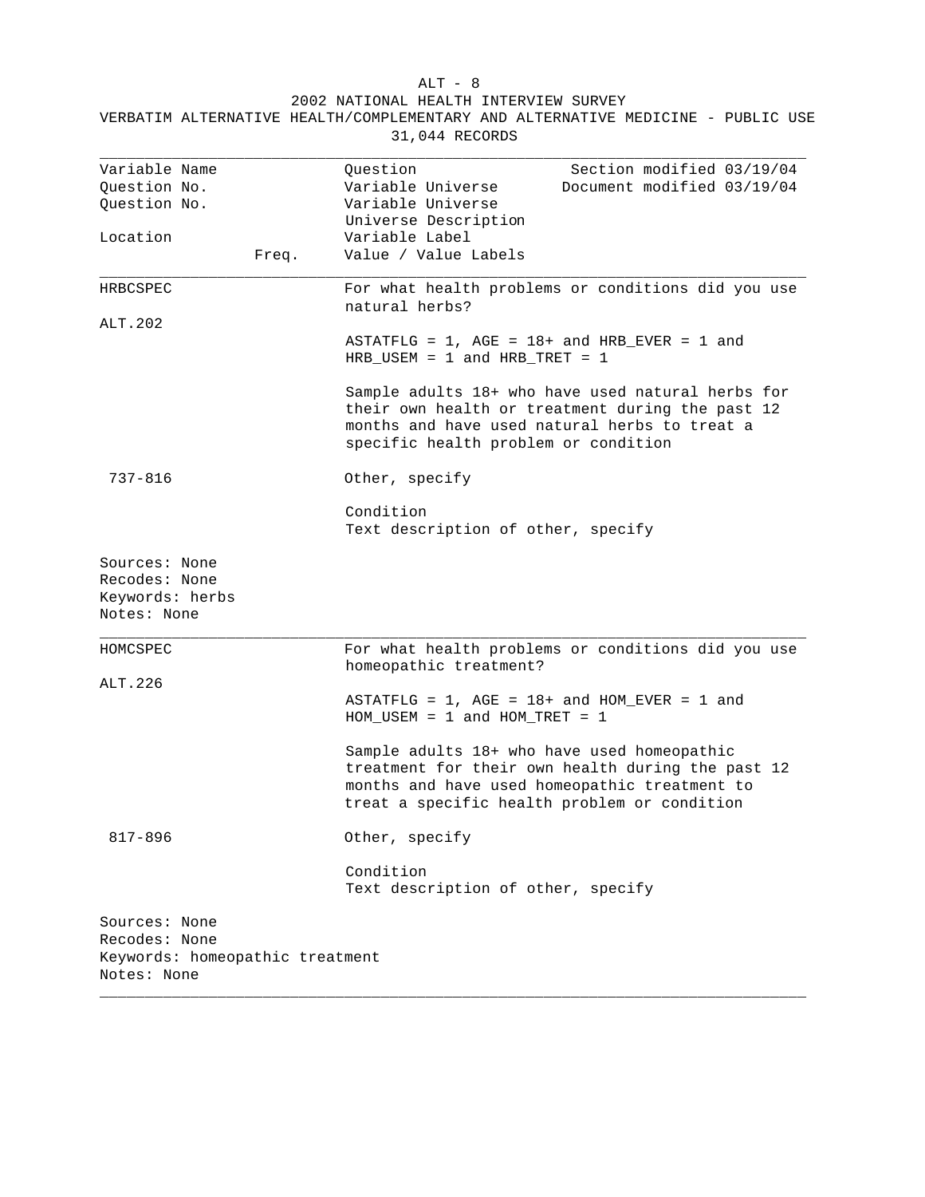2002 NATIONAL HEALTH INTERVIEW SURVEY

VERBATIM ALTERNATIVE HEALTH/COMPLEMENTARY AND ALTERNATIVE MEDICINE - PUBLIC USE

31,044 RECORDS

| Variable Name<br>Question No.<br>Question No.<br>Location | Freq. | Question<br>Variable Universe<br>Variable Universe<br>Universe Description<br>Variable Label<br>Value / Value Labels | Section modified 03/19/04<br>Document modified 03/19/04 |
|---|---|---|---|

---

**HRBCSPEC**

ALT.202

For what health problems or conditions did you use natural herbs?

ASTATFLG = 1, AGE = 18+ and HRB_EVER = 1 and HRB_USEM = 1 and HRB_TRET = 1

Sample adults 18+ who have used natural herbs for their own health or treatment during the past 12 months and have used natural herbs to treat a specific health problem or condition

737-816 — Other, specify

Condition
Text description of other, specify

Sources: None
Recodes: None
Keywords: herbs
Notes: None

---

**HOMCSPEC**

ALT.226

For what health problems or conditions did you use homeopathic treatment?

ASTATFLG = 1, AGE = 18+ and HOM_EVER = 1 and HOM_USEM = 1 and HOM_TRET = 1

Sample adults 18+ who have used homeopathic treatment for their own health during the past 12 months and have used homeopathic treatment to treat a specific health problem or condition

817-896 — Other, specify

Condition
Text description of other, specify

Sources: None
Recodes: None
Keywords: homeopathic treatment
Notes: None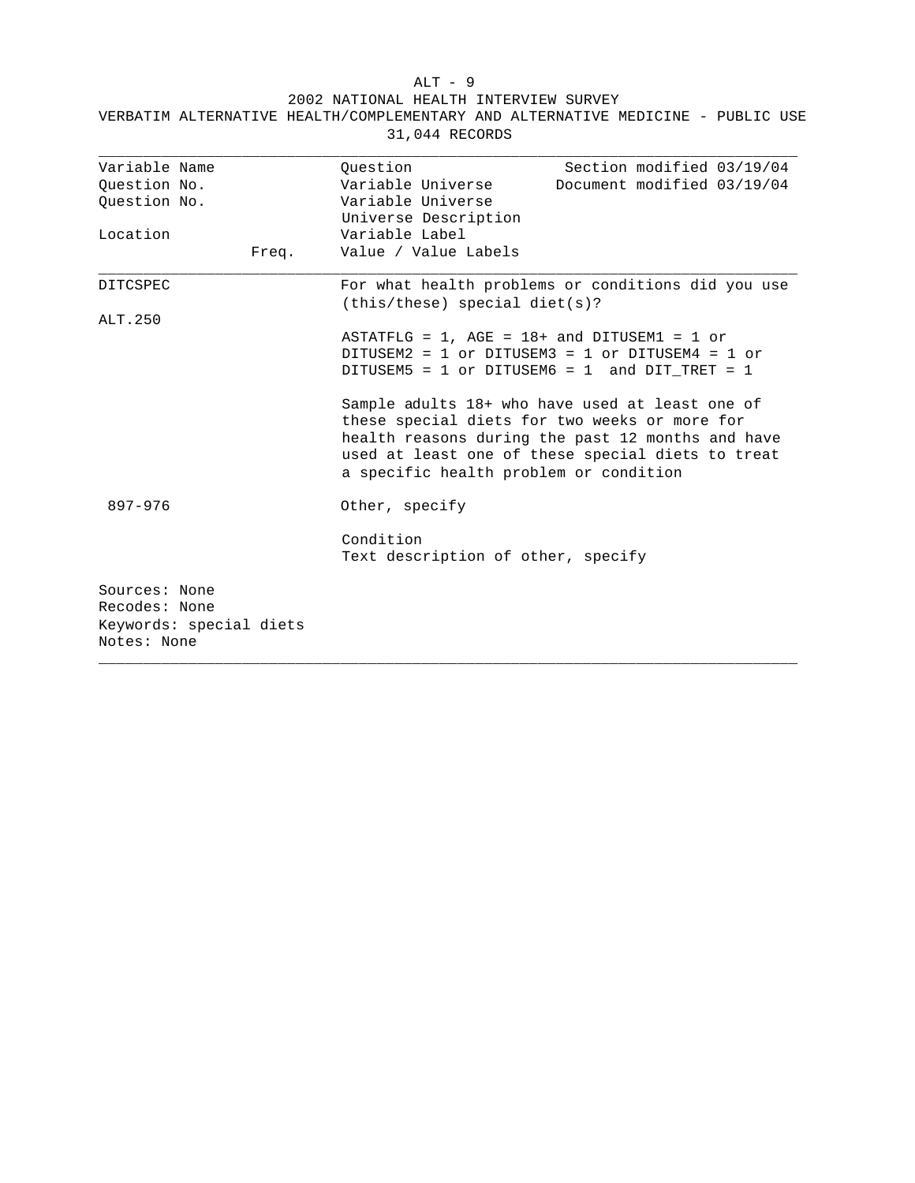2002 NATIONAL HEALTH INTERVIEW SURVEY

VERBATIM ALTERNATIVE HEALTH/COMPLEMENTARY AND ALTERNATIVE MEDICINE - PUBLIC USE

31,044 RECORDS

| Variable Name<br>Question No.<br>Question No.<br><br>Location<br>Freq. | Question<br>Variable Universe<br>Variable Universe<br>Universe Description<br>Variable Label<br>Value / Value Labels | Section modified 03/19/04<br>Document modified 03/19/04 |
|---|---|---|
| DITCSPEC<br><br>ALT.250 | For what health problems or conditions did you use (this/these) special diet(s)?<br><br>ASTATFLG = 1, AGE = 18+ and DITUSEM1 = 1 or DITUSEM2 = 1 or DITUSEM3 = 1 or DITUSEM4 = 1 or DITUSEM5 = 1 or DITUSEM6 = 1 and DIT_TRET = 1<br><br>Sample adults 18+ who have used at least one of these special diets for two weeks or more for health reasons during the past 12 months and have used at least one of these special diets to treat a specific health problem or condition | |
| 897-976 | Other, specify<br><br>Condition<br>Text description of other, specify | |

Sources: None
Recodes: None
Keywords: special diets
Notes: None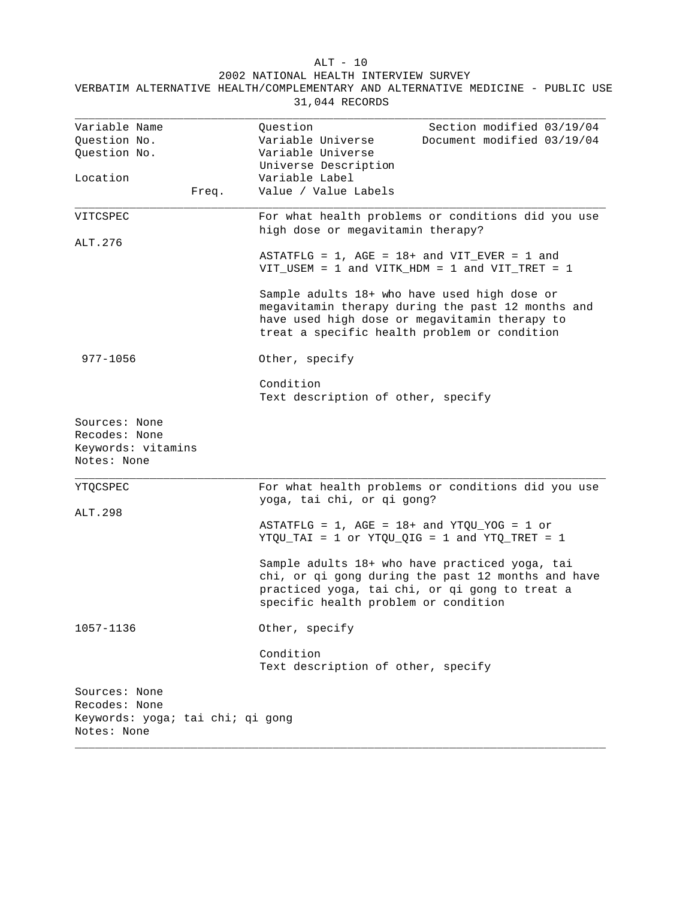ALT - 10

2002 NATIONAL HEALTH INTERVIEW SURVEY

VERBATIM ALTERNATIVE HEALTH/COMPLEMENTARY AND ALTERNATIVE MEDICINE - PUBLIC USE

31,044 RECORDS

| Variable Name<br>Question No.<br>Question No.<br><br>Location | Freq. | Question<br>Variable Universe<br>Variable Universe<br>Universe Description<br>Variable Label<br>Value / Value Labels | Section modified 03/19/04<br>Document modified 03/19/04 |
|---|---|---|---|

---

**VITCSPEC**

ALT.276

For what health problems or conditions did you use high dose or megavitamin therapy?

ASTATFLG = 1, AGE = 18+ and VIT_EVER = 1 and VIT_USEM = 1 and VITK_HDM = 1 and VIT_TRET = 1

Sample adults 18+ who have used high dose or megavitamin therapy during the past 12 months and have used high dose or megavitamin therapy to treat a specific health problem or condition

977-1056 Other, specify

Condition
Text description of other, specify

Sources: None
Recodes: None
Keywords: vitamins
Notes: None

---

**YTQCSPEC**

ALT.298

For what health problems or conditions did you use yoga, tai chi, or qi gong?

ASTATFLG = 1, AGE = 18+ and YTQU_YOG = 1 or YTQU_TAI = 1 or YTQU_QIG = 1 and YTQ_TRET = 1

Sample adults 18+ who have practiced yoga, tai chi, or qi gong during the past 12 months and have practiced yoga, tai chi, or qi gong to treat a specific health problem or condition

1057-1136 Other, specify

Condition
Text description of other, specify

Sources: None
Recodes: None
Keywords: yoga; tai chi; qi gong
Notes: None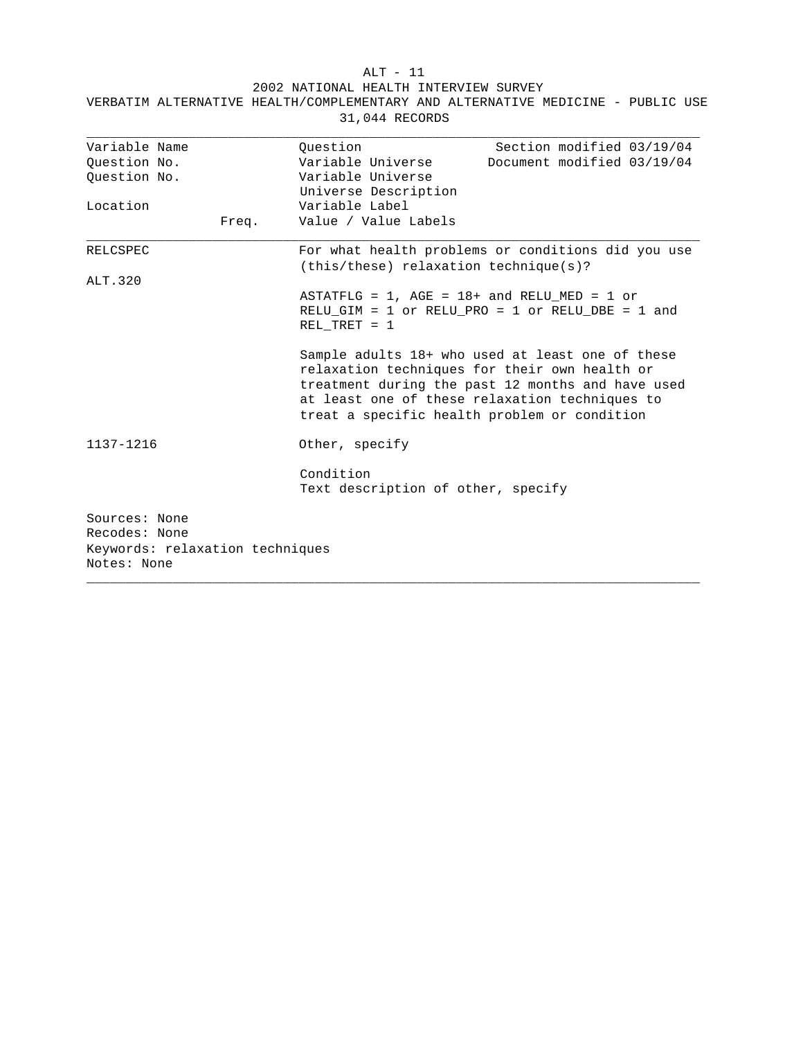2002 NATIONAL HEALTH INTERVIEW SURVEY

VERBATIM ALTERNATIVE HEALTH/COMPLEMENTARY AND ALTERNATIVE MEDICINE - PUBLIC USE

31,044 RECORDS

| Variable Name<br>Question No.<br>Question No.<br><br>Location | Freq. | Question<br>Variable Universe<br>Variable Universe<br>Universe Description<br>Variable Label<br>Value / Value Labels | Section modified 03/19/04<br>Document modified 03/19/04 |
|---|---|---|---|
| RELCSPEC<br><br>ALT.320<br><br><br><br><br><br><br><br><br><br>1137-1216 | | For what health problems or conditions did you use (this/these) relaxation technique(s)?<br><br>ASTATFLG = 1, AGE = 18+ and RELU_MED = 1 or RELU_GIM = 1 or RELU_PRO = 1 or RELU_DBE = 1 and REL_TRET = 1<br><br>Sample adults 18+ who used at least one of these relaxation techniques for their own health or treatment during the past 12 months and have used at least one of these relaxation techniques to treat a specific health problem or condition<br><br>Other, specify<br><br>Condition<br>Text description of other, specify | |

Sources: None
Recodes: None
Keywords: relaxation techniques
Notes: None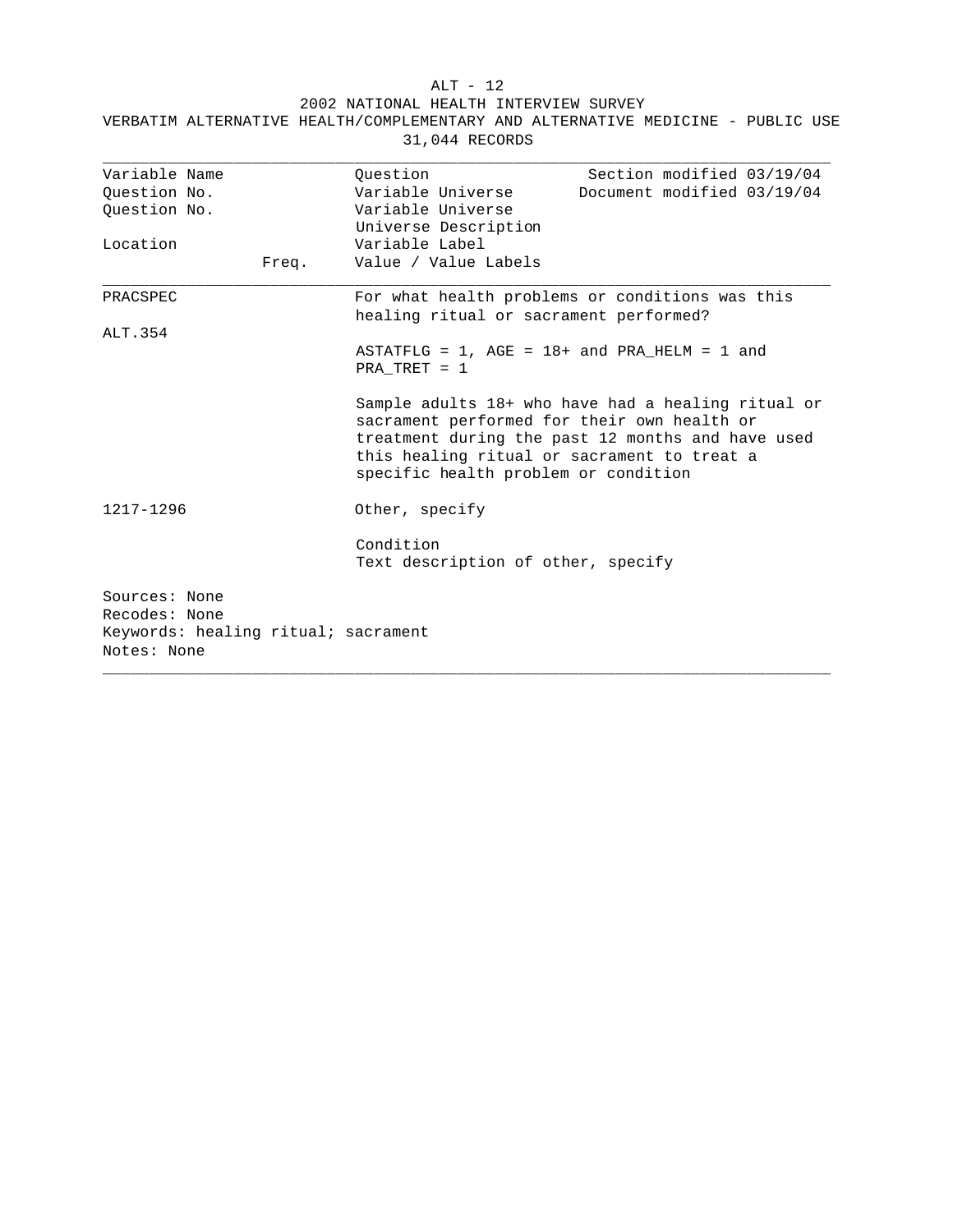ALT - 12

2002 NATIONAL HEALTH INTERVIEW SURVEY

VERBATIM ALTERNATIVE HEALTH/COMPLEMENTARY AND ALTERNATIVE MEDICINE - PUBLIC USE

31,044 RECORDS

| Variable Name<br>Question No.<br>Question No.<br>Location<br>Freq. | Question<br>Variable Universe<br>Variable Universe<br>Universe Description<br>Variable Label<br>Value / Value Labels | Section modified 03/19/04<br>Document modified 03/19/04 |
|---|---|---|
| PRACSPEC | For what health problems or conditions was this healing ritual or sacrament performed? | |
| ALT.354 | ASTATFLG = 1, AGE = 18+ and PRA_HELM = 1 and PRA_TRET = 1 | |
| | Sample adults 18+ who have had a healing ritual or sacrament performed for their own health or treatment during the past 12 months and have used this healing ritual or sacrament to treat a specific health problem or condition | |
| 1217-1296 | Other, specify | |
| | Condition<br>Text description of other, specify | |

Sources: None
Recodes: None
Keywords: healing ritual; sacrament
Notes: None